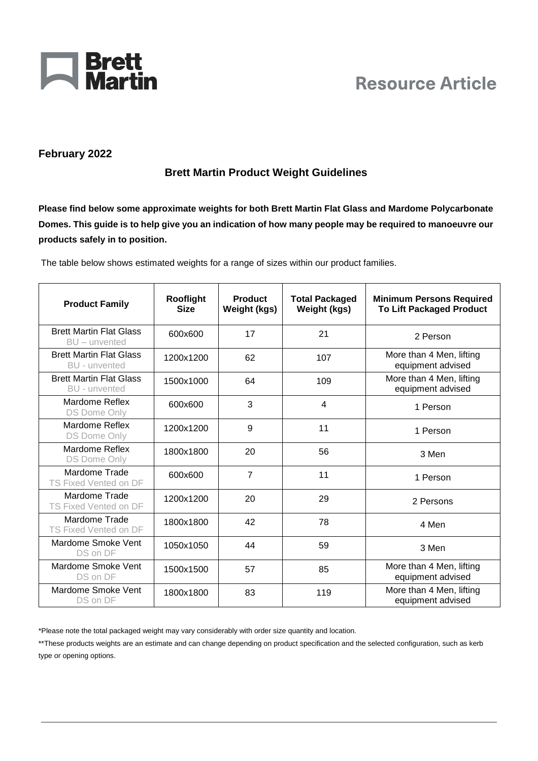Brett Martin

# Resource Article

**February 2022**

## Brett Martin Product Weight Guidelines

**Please find below some approximate weights for both Brett Martin Flat Glass and Mardome Polycarbonate Domes. This guide is to help give you an indication of how many people may be required to manoeuvre our products safely in to position.**

The table below shows estimated weights for a range of sizes within our product families.

| Product Family | Rooflight Size | Product Weight (kgs) | Total Packaged Weight (kgs) | Minimum Persons Required To Lift Packaged Product |
|---|---|---|---|---|
| Brett Martin Flat Glass BU – unvented | 600x600 | 17 | 21 | 2 Person |
| Brett Martin Flat Glass BU - unvented | 1200x1200 | 62 | 107 | More than 4 Men, lifting equipment advised |
| Brett Martin Flat Glass BU - unvented | 1500x1000 | 64 | 109 | More than 4 Men, lifting equipment advised |
| Mardome Reflex DS Dome Only | 600x600 | 3 | 4 | 1 Person |
| Mardome Reflex DS Dome Only | 1200x1200 | 9 | 11 | 1 Person |
| Mardome Reflex DS Dome Only | 1800x1800 | 20 | 56 | 3 Men |
| Mardome Trade TS Fixed Vented on DF | 600x600 | 7 | 11 | 1 Person |
| Mardome Trade TS Fixed Vented on DF | 1200x1200 | 20 | 29 | 2 Persons |
| Mardome Trade TS Fixed Vented on DF | 1800x1800 | 42 | 78 | 4 Men |
| Mardome Smoke Vent DS on DF | 1050x1050 | 44 | 59 | 3 Men |
| Mardome Smoke Vent DS on DF | 1500x1500 | 57 | 85 | More than 4 Men, lifting equipment advised |
| Mardome Smoke Vent DS on DF | 1800x1800 | 83 | 119 | More than 4 Men, lifting equipment advised |

*Please note the total packaged weight may vary considerably with order size quantity and location.

**These products weights are an estimate and can change depending on product specification and the selected configuration, such as kerb type or opening options.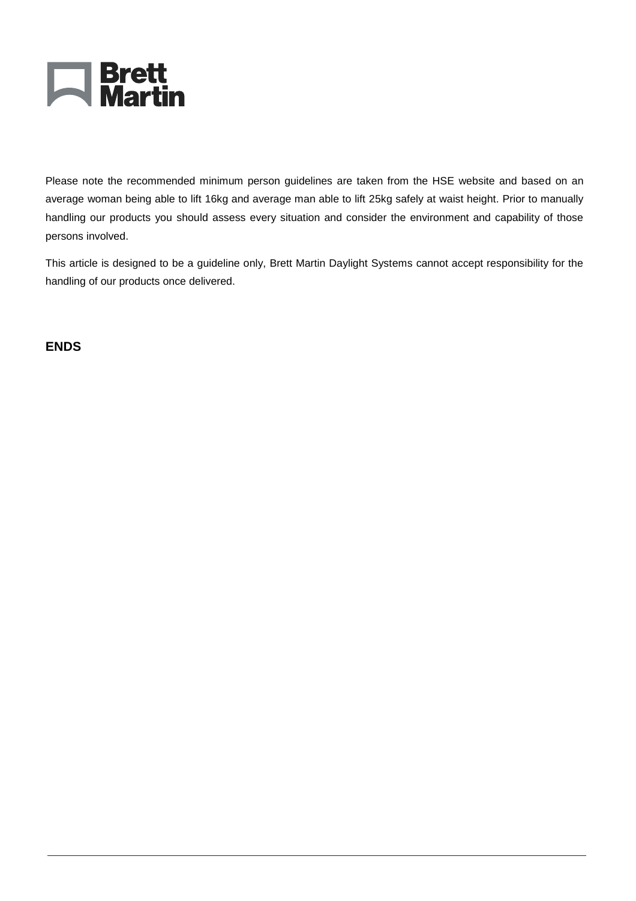Please note the recommended minimum person guidelines are taken from the HSE website and based on an average woman being able to lift 16kg and average man able to lift 25kg safely at waist height. Prior to manually handling our products you should assess every situation and consider the environment and capability of those persons involved.

This article is designed to be a guideline only, Brett Martin Daylight Systems cannot accept responsibility for the handling of our products once delivered.

**ENDS**